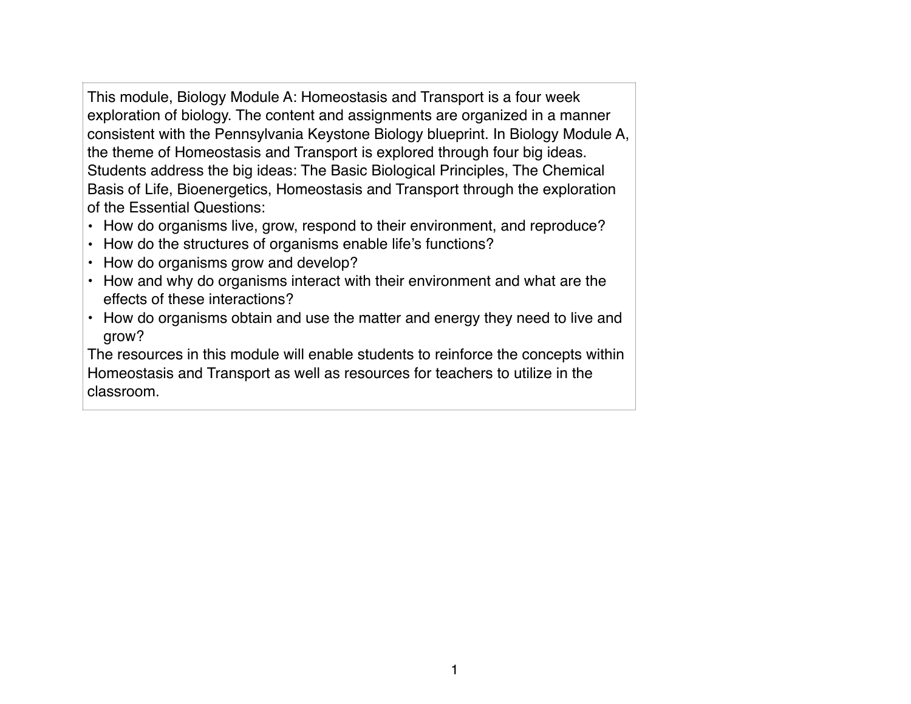This module, Biology Module A: Homeostasis and Transport is a four week exploration of biology. The content and assignments are organized in a manner consistent with the Pennsylvania Keystone Biology blueprint. In Biology Module A, the theme of Homeostasis and Transport is explored through four big ideas. Students address the big ideas: The Basic Biological Principles, The Chemical Basis of Life, Bioenergetics, Homeostasis and Transport through the exploration of the Essential Questions:

- How do organisms live, grow, respond to their environment, and reproduce?
- How do the structures of organisms enable life's functions?
- How do organisms grow and develop?
- How and why do organisms interact with their environment and what are the effects of these interactions?
- How do organisms obtain and use the matter and energy they need to live and grow?

The resources in this module will enable students to reinforce the concepts within Homeostasis and Transport as well as resources for teachers to utilize in the classroom.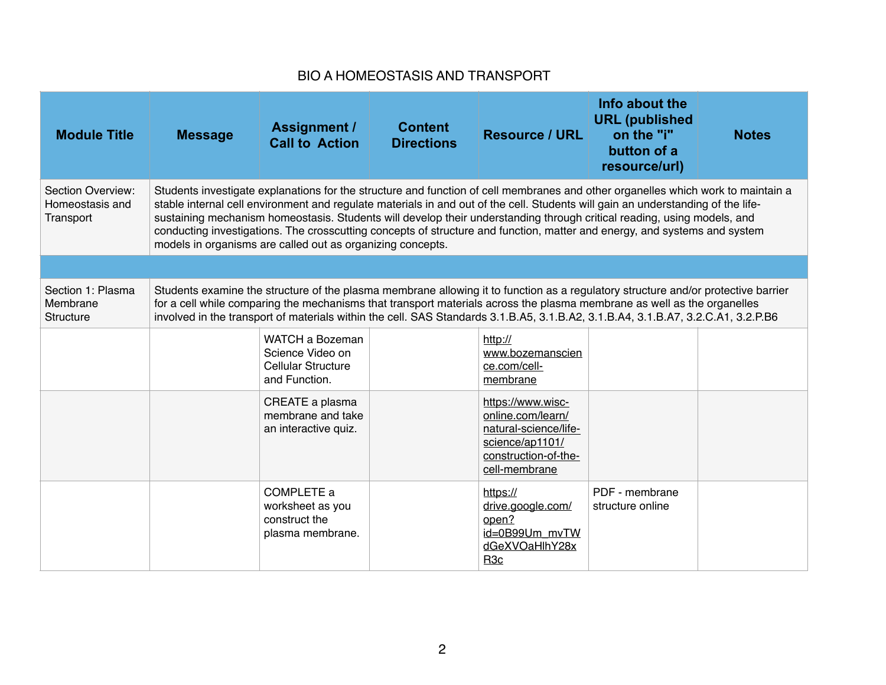BIO A HOMEOSTASIS AND TRANSPORT

| Module Title | Message | Assignment / Call to Action | Content Directions | Resource / URL | Info about the URL (published on the "i" button of a resource/url) | Notes |
|---|---|---|---|---|---|---|
| Section Overview: Homeostasis and Transport | Students investigate explanations for the structure and function of cell membranes and other organelles which work to maintain a stable internal cell environment and regulate materials in and out of the cell. Students will gain an understanding of the life-sustaining mechanism homeostasis. Students will develop their understanding through critical reading, using models, and conducting investigations. The crosscutting concepts of structure and function, matter and energy, and systems and system models in organisms are called out as organizing concepts. | | | | | |
| | | | | | | |
| Section 1: Plasma Membrane Structure | Students examine the structure of the plasma membrane allowing it to function as a regulatory structure and/or protective barrier for a cell while comparing the mechanisms that transport materials across the plasma membrane as well as the organelles involved in the transport of materials within the cell. SAS Standards 3.1.B.A5, 3.1.B.A2, 3.1.B.A4, 3.1.B.A7, 3.2.C.A1, 3.2.P.B6 | | | | | |
| | | WATCH a Bozeman Science Video on Cellular Structure and Function. | | http://www.bozemanscience.com/cell-membrane | | |
| | | CREATE a plasma membrane and take an interactive quiz. | | https://www.wisc-online.com/learn/natural-science/life-science/ap1101/construction-of-the-cell-membrane | | |
| | | COMPLETE a worksheet as you construct the plasma membrane. | | https://drive.google.com/open?id=0B99Um_mvTWdGeXVOaHlhY28xR3c | PDF - membrane structure online | |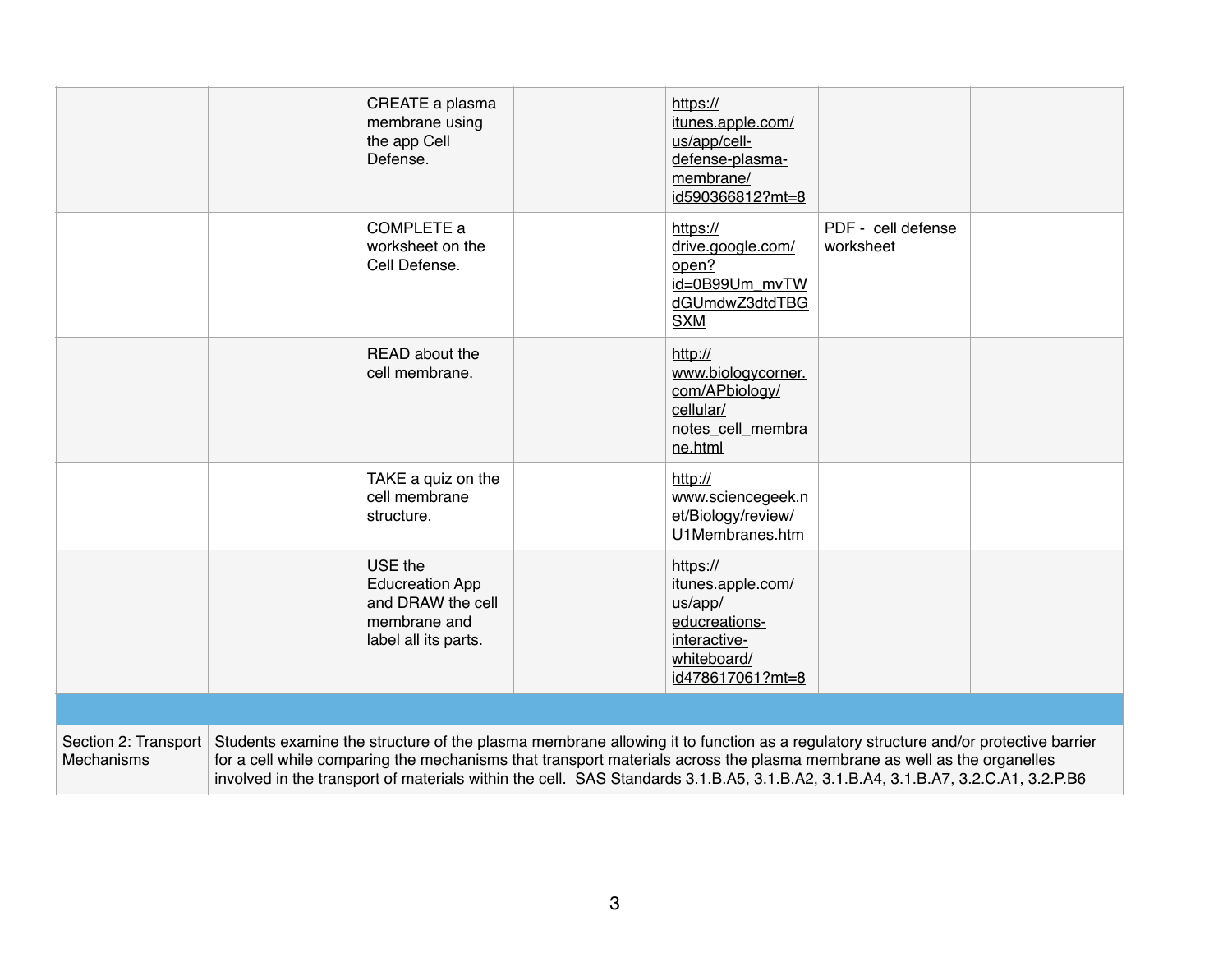| | | | | | | |
|---|---|---|---|---|---|---|
| | | CREATE a plasma membrane using the app Cell Defense. | | https://itunes.apple.com/us/app/cell-defense-plasma-membrane/id590366812?mt=8 | | |
| | | COMPLETE a worksheet on the Cell Defense. | | https://drive.google.com/open?id=0B99Um_mvTWdGUmdwZ3dtdTBGSXM | PDF - cell defense worksheet | |
| | | READ about the cell membrane. | | http://www.biologycorner.com/APbiology/cellular/notes_cell_membrane.html | | |
| | | TAKE a quiz on the cell membrane structure. | | http://www.sciencegeek.net/Biology/review/U1Membranes.htm | | |
| | | USE the Educreation App and DRAW the cell membrane and label all its parts. | | https://itunes.apple.com/us/app/educreations-interactive-whiteboard/id478617061?mt=8 | | |
| | | | | | | |
| Section 2: Transport Mechanisms | Students examine the structure of the plasma membrane allowing it to function as a regulatory structure and/or protective barrier for a cell while comparing the mechanisms that transport materials across the plasma membrane as well as the organelles involved in the transport of materials within the cell. SAS Standards 3.1.B.A5, 3.1.B.A2, 3.1.B.A4, 3.1.B.A7, 3.2.C.A1, 3.2.P.B6 | | | | | |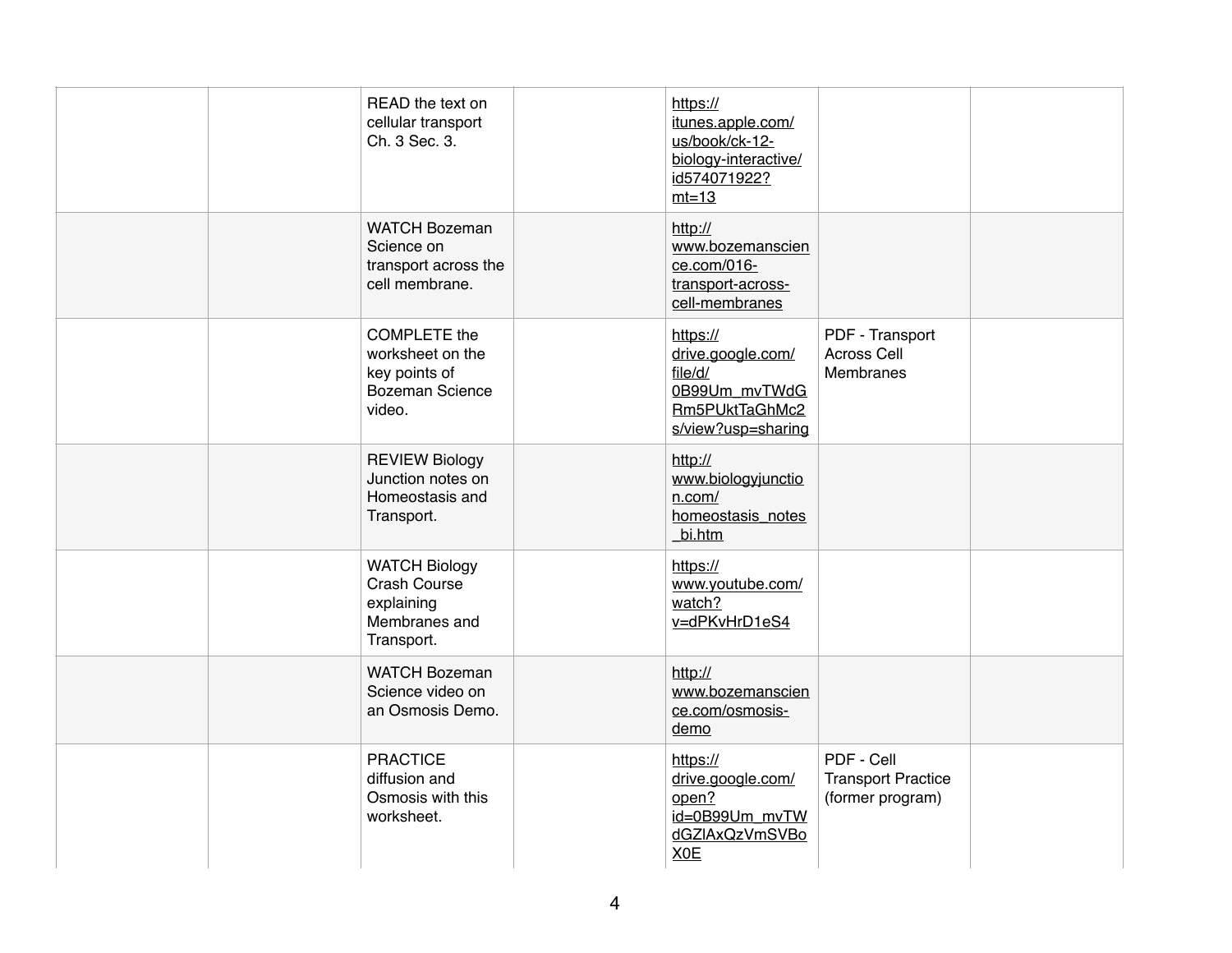| | | | | | | |
|---|---|---|---|---|---|---|
| | | READ the text on cellular transport Ch. 3 Sec. 3. | | https://itunes.apple.com/us/book/ck-12-biology-interactive/id574071922?mt=13 | | |
| | | WATCH Bozeman Science on transport across the cell membrane. | | http://www.bozemanscience.com/016-transport-across-cell-membranes | | |
| | | COMPLETE the worksheet on the key points of Bozeman Science video. | | https://drive.google.com/file/d/0B99Um_mvTWdGRm5PUktTaGhMc2s/view?usp=sharing | PDF - Transport Across Cell Membranes | |
| | | REVIEW Biology Junction notes on Homeostasis and Transport. | | http://www.biologyjunction.com/homeostasis_notes_bi.htm | | |
| | | WATCH Biology Crash Course explaining Membranes and Transport. | | https://www.youtube.com/watch?v=dPKvHrD1eS4 | | |
| | | WATCH Bozeman Science video on an Osmosis Demo. | | http://www.bozemanscience.com/osmosis-demo | | |
| | | PRACTICE diffusion and Osmosis with this worksheet. | | https://drive.google.com/open?id=0B99Um_mvTWdGZlAxQzVmSVBoX0E | PDF - Cell Transport Practice (former program) | |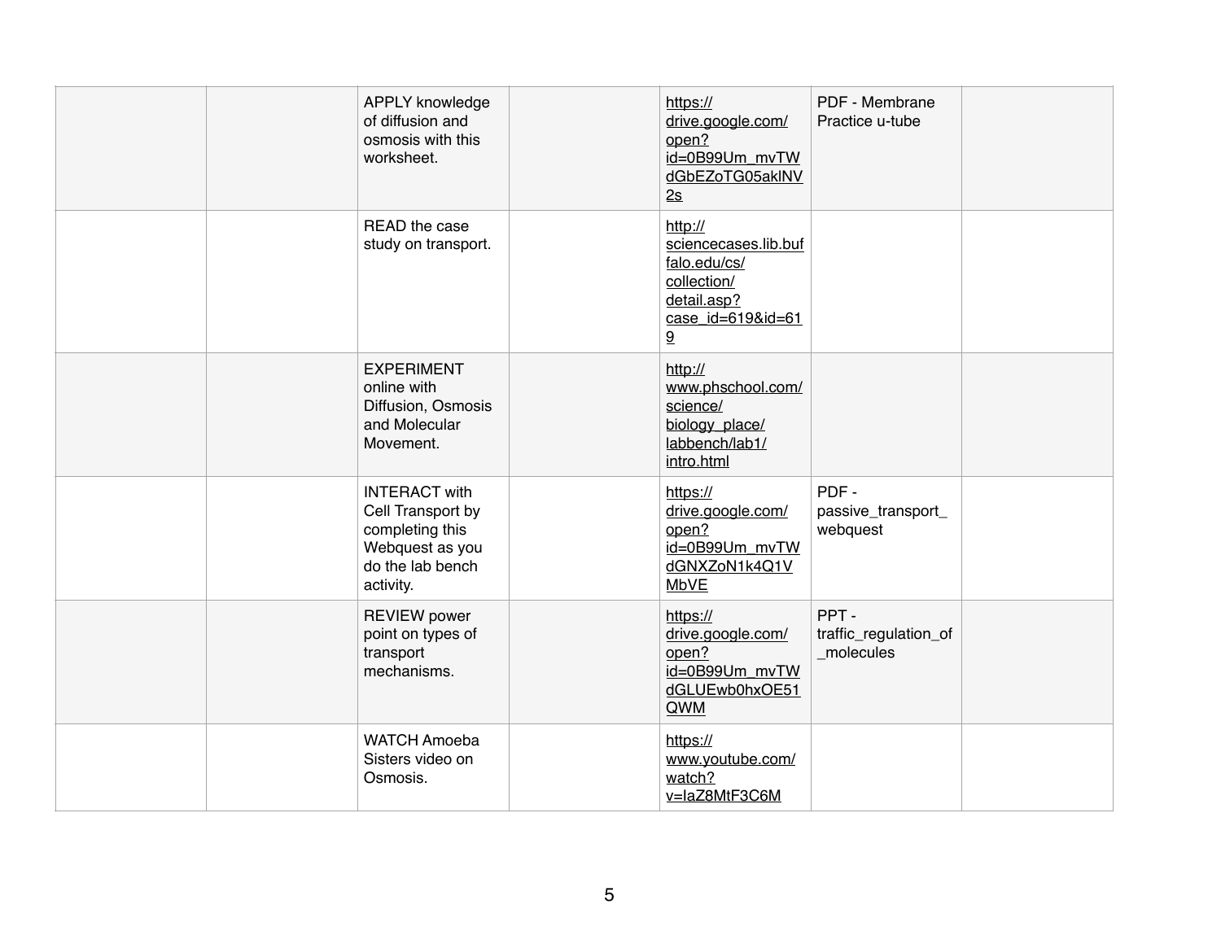| | | | | | | |
|---|---|---|---|---|---|---|
| | | APPLY knowledge of diffusion and osmosis with this worksheet. | | https://drive.google.com/open?id=0B99Um_mvTWdGbEZoTG05aklNV2s | PDF - Membrane Practice u-tube | |
| | | READ the case study on transport. | | http://sciencecases.lib.buffalo.edu/cs/collection/detail.asp?case_id=619&id=619 | | |
| | | EXPERIMENT online with Diffusion, Osmosis and Molecular Movement. | | http://www.phschool.com/science/biology_place/labbench/lab1/intro.html | | |
| | | INTERACT with Cell Transport by completing this Webquest as you do the lab bench activity. | | https://drive.google.com/open?id=0B99Um_mvTWdGNXZoN1k4Q1VMbVE | PDF - passive_transport_webquest | |
| | | REVIEW power point on types of transport mechanisms. | | https://drive.google.com/open?id=0B99Um_mvTWdGLUEwb0hxOE51QWM | PPT - traffic_regulation_of_molecules | |
| | | WATCH Amoeba Sisters video on Osmosis. | | https://www.youtube.com/watch?v=IaZ8MtF3C6M | | |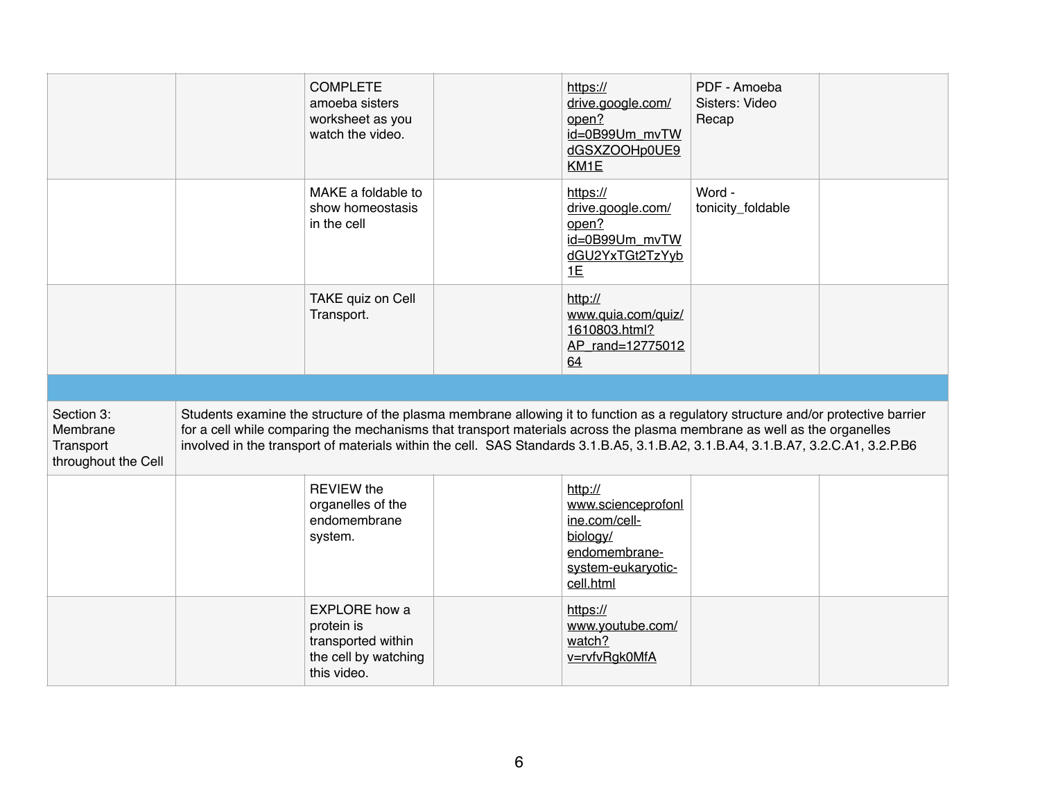| | | | | | | |
|---|---|---|---|---|---|---|
| | | COMPLETE amoeba sisters worksheet as you watch the video. | | https://drive.google.com/open?id=0B99Um_mvTWdGSXZOOHp0UE9KM1E | PDF - Amoeba Sisters: Video Recap | |
| | | MAKE a foldable to show homeostasis in the cell | | https://drive.google.com/open?id=0B99Um_mvTWdGU2YxTGt2TzYyb1E | Word - tonicity_foldable | |
| | | TAKE quiz on Cell Transport. | | http://www.quia.com/quiz/1610803.html?AP_rand=1277501264 | | |
| | | | | | | |
| Section 3: Membrane Transport throughout the Cell | Students examine the structure of the plasma membrane allowing it to function as a regulatory structure and/or protective barrier for a cell while comparing the mechanisms that transport materials across the plasma membrane as well as the organelles involved in the transport of materials within the cell. SAS Standards 3.1.B.A5, 3.1.B.A2, 3.1.B.A4, 3.1.B.A7, 3.2.C.A1, 3.2.P.B6 | | | | | |
| | | REVIEW the organelles of the endomembrane system. | | http://www.scienceprofonline.com/cell-biology/endomembrane-system-eukaryotic-cell.html | | |
| | | EXPLORE how a protein is transported within the cell by watching this video. | | https://www.youtube.com/watch?v=rvfvRgk0MfA | | |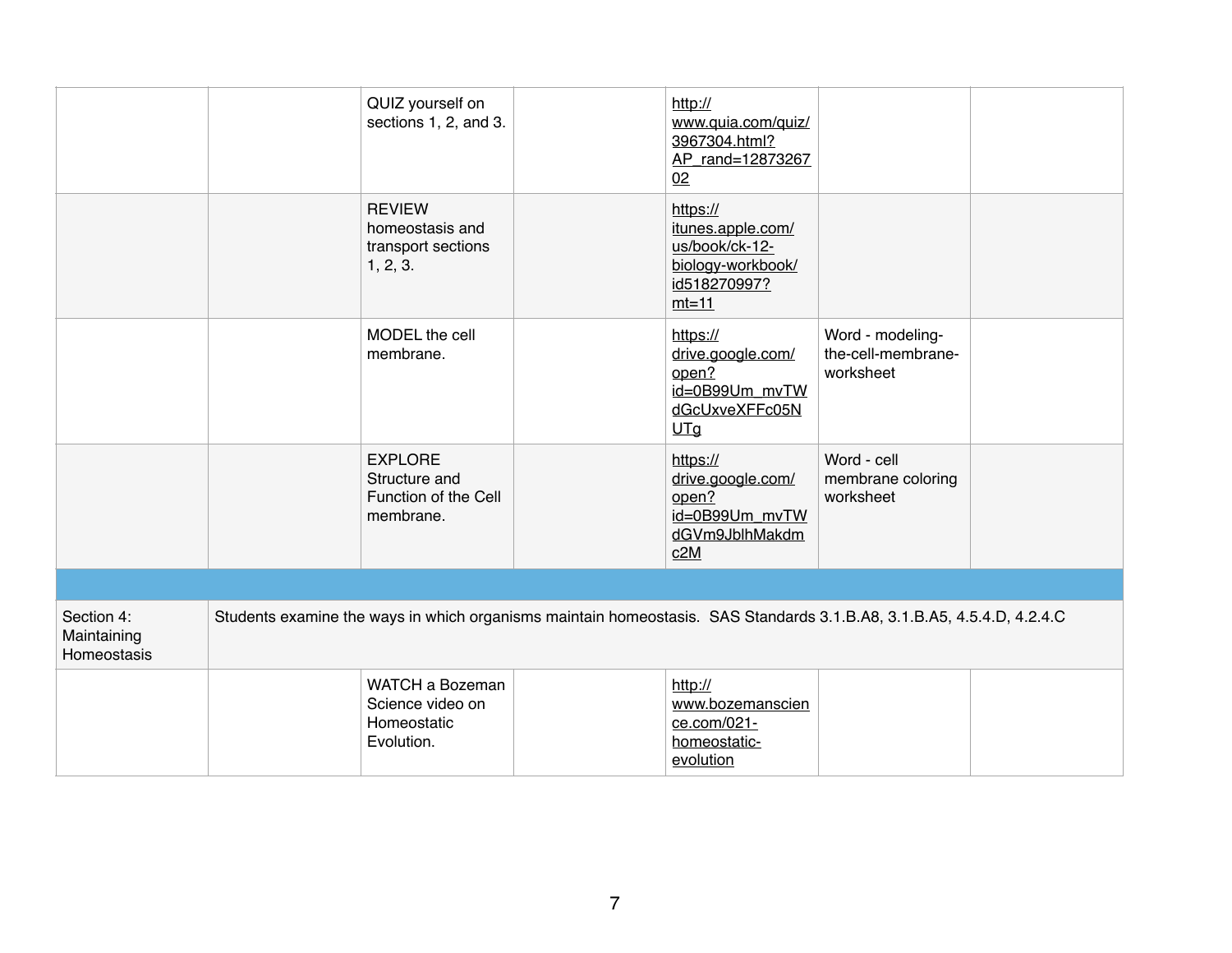| | | | | | | |
|---|---|---|---|---|---|---|
| | | QUIZ yourself on sections 1, 2, and 3. | | http://www.quia.com/quiz/3967304.html?AP_rand=1287326702 | | |
| | | REVIEW homeostasis and transport sections 1, 2, 3. | | https://itunes.apple.com/us/book/ck-12-biology-workbook/id518270997?mt=11 | | |
| | | MODEL the cell membrane. | | https://drive.google.com/open?id=0B99Um_mvTWdGcUxveXFFc05NUTg | Word - modeling-the-cell-membrane-worksheet | |
| | | EXPLORE Structure and Function of the Cell membrane. | | https://drive.google.com/open?id=0B99Um_mvTWdGVm9JblhMakdmc2M | Word - cell membrane coloring worksheet | |
| | | | | | | |
| Section 4: Maintaining Homeostasis | Students examine the ways in which organisms maintain homeostasis. SAS Standards 3.1.B.A8, 3.1.B.A5, 4.5.4.D, 4.2.4.C | | | | | |
| | | WATCH a Bozeman Science video on Homeostatic Evolution. | | http://www.bozemanscience.com/021-homeostatic-evolution | | |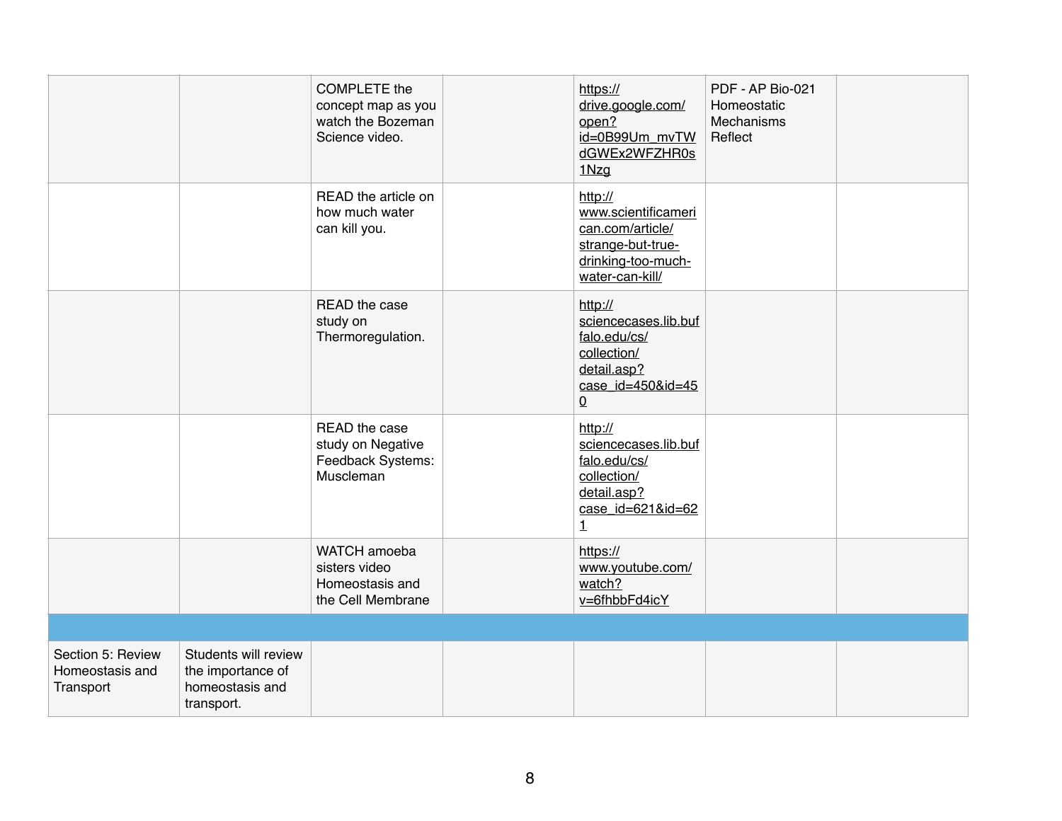| | | | | | | |
|---|---|---|---|---|---|---|
| | | COMPLETE the concept map as you watch the Bozeman Science video. | | https://drive.google.com/open?id=0B99Um_mvTWdGWEx2WFZHR0s1Nzg | PDF - AP Bio-021 Homeostatic Mechanisms Reflect | |
| | | READ the article on how much water can kill you. | | http://www.scientificamerican.com/article/strange-but-true-drinking-too-much-water-can-kill/ | | |
| | | READ the case study on Thermoregulation. | | http://sciencecases.lib.buffalo.edu/cs/collection/detail.asp?case_id=450&id=450 | | |
| | | READ the case study on Negative Feedback Systems: Muscleman | | http://sciencecases.lib.buffalo.edu/cs/collection/detail.asp?case_id=621&id=621 | | |
| | | WATCH amoeba sisters video Homeostasis and the Cell Membrane | | https://www.youtube.com/watch?v=6fhbbFd4icY | | |
| | | | | | | |
| Section 5: Review Homeostasis and Transport | Students will review the importance of homeostasis and transport. | | | | | |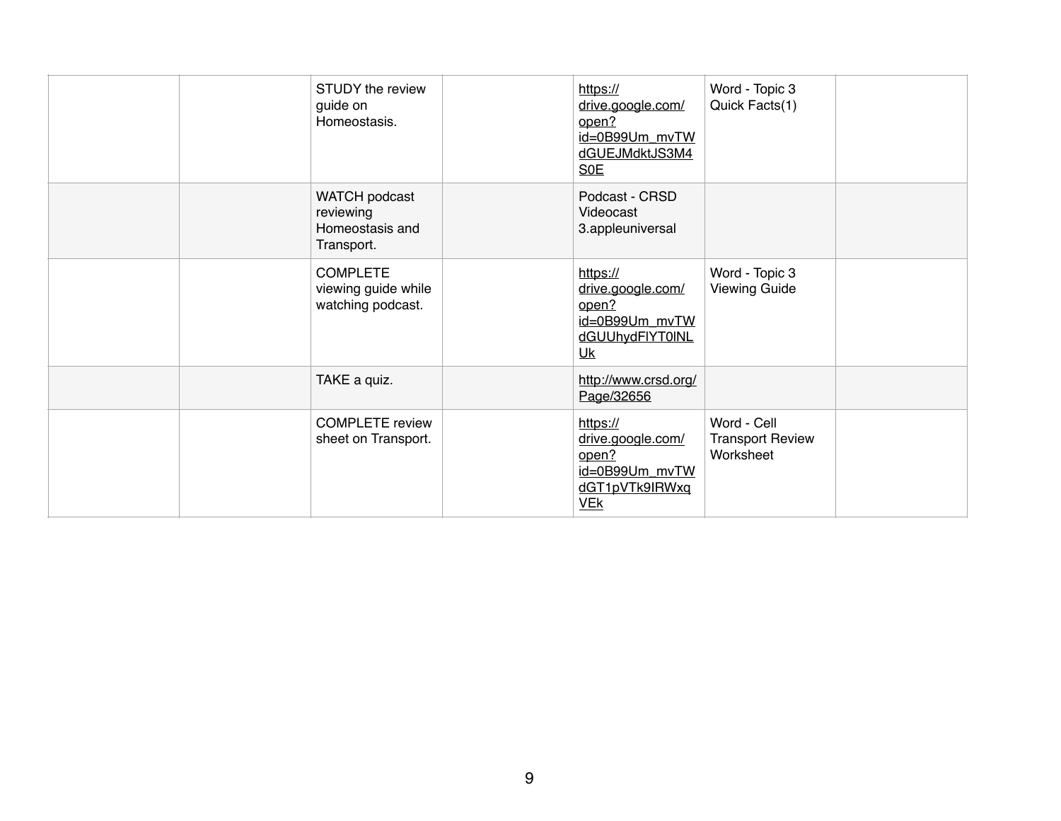| | | | | | | |
|---|---|---|---|---|---|---|
| | | STUDY the review guide on Homeostasis. | | https://drive.google.com/open?id=0B99Um_mvTWdGUEJMdktJS3M4S0E | Word - Topic 3 Quick Facts(1) | |
| | | WATCH podcast reviewing Homeostasis and Transport. | | Podcast - CRSD Videocast 3.appleuniversal | | |
| | | COMPLETE viewing guide while watching podcast. | | https://drive.google.com/open?id=0B99Um_mvTWdGUUhydFlYT0lNLUk | Word - Topic 3 Viewing Guide | |
| | | TAKE a quiz. | | http://www.crsd.org/Page/32656 | | |
| | | COMPLETE review sheet on Transport. | | https://drive.google.com/open?id=0B99Um_mvTWdGT1pVTk9IRWxqVEk | Word - Cell Transport Review Worksheet | |